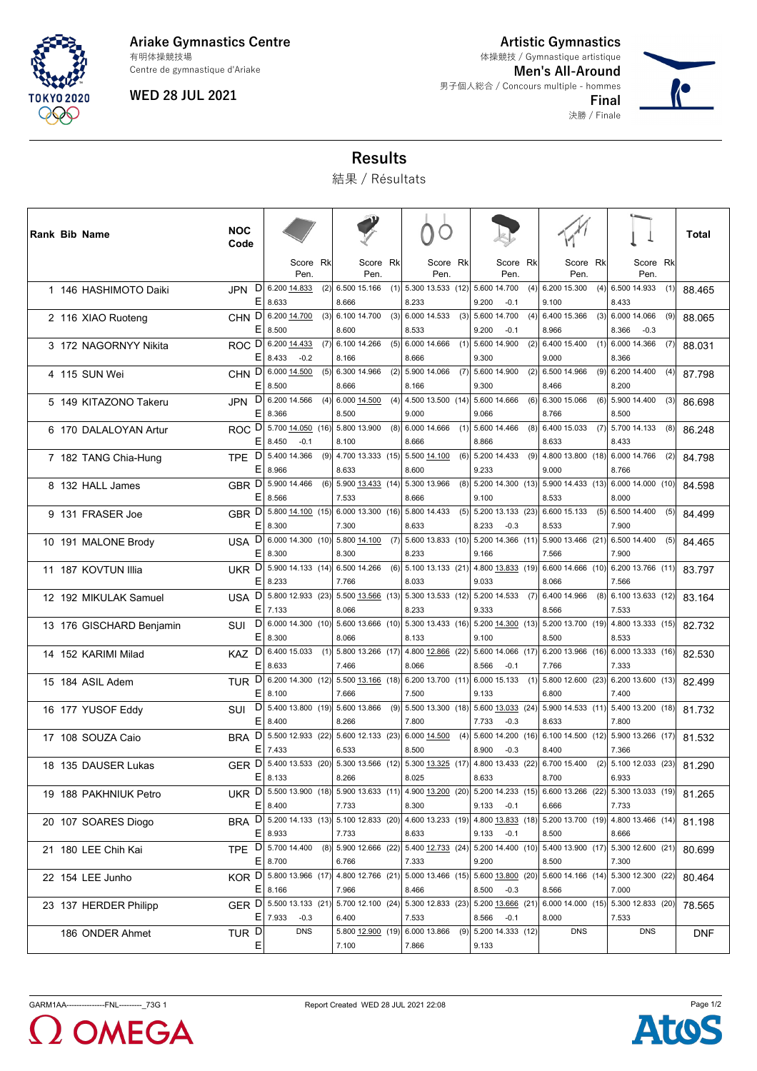Ariake Gymnastics Centre
有明体操競技場
Centre de gymnastique d'Ariake

WED 28 JUL 2021

Artistic Gymnastics
体操競技 / Gymnastique artistique

Men's All-Around
男子個人総合 / Concours multiple - hommes

Final
決勝 / Finale

# Results
結果 / Résultats

| Rank | Bib | Name | NOC Code | | Floor Score | Rk | Pommel Horse Score | Rk | Rings Score | Rk | Vault Score | Rk | Parallel Bars Score | Rk | Horizontal Bar Score | Rk | Total |
|---|---|---|---|---|---|---|---|---|---|---|---|---|---|---|---|---|---|
| 1 | 146 | HASHIMOTO Daiki | JPN | D | 6.200 14.833 | (2) | 6.500 15.166 | (1) | 5.300 13.533 | (12) | 5.600 14.700 | (4) | 6.200 15.300 | (4) | 6.500 14.933 | (1) | 88.465 |
| | | | | E | 8.633 | | 8.666 | | 8.233 | | 9.200 -0.1 | | 9.100 | | 8.433 | | |
| 2 | 116 | XIAO Ruoteng | CHN | D | 6.200 14.700 | (3) | 6.100 14.700 | (3) | 6.000 14.533 | (3) | 5.600 14.700 | (4) | 6.400 15.366 | (3) | 6.000 14.066 | (9) | 88.065 |
| | | | | E | 8.500 | | 8.600 | | 8.533 | | 9.200 -0.1 | | 8.966 | | 8.366 -0.3 | | |
| 3 | 172 | NAGORNYY Nikita | ROC | D | 6.200 14.433 | (7) | 6.100 14.266 | (5) | 6.000 14.666 | (1) | 5.600 14.900 | (2) | 6.400 15.400 | (1) | 6.000 14.366 | (7) | 88.031 |
| | | | | E | 8.433 -0.2 | | 8.166 | | 8.666 | | 9.300 | | 9.000 | | 8.366 | | |
| 4 | 115 | SUN Wei | CHN | D | 6.000 14.500 | (5) | 6.300 14.966 | (2) | 5.900 14.066 | (7) | 5.600 14.900 | (2) | 6.500 14.966 | (9) | 6.200 14.400 | (4) | 87.798 |
| | | | | E | 8.500 | | 8.666 | | 8.166 | | 9.300 | | 8.466 | | 8.200 | | |
| 5 | 149 | KITAZONO Takeru | JPN | D | 6.200 14.566 | (4) | 6.000 14.500 | (4) | 4.500 13.500 | (14) | 5.600 14.666 | (6) | 6.300 15.066 | (6) | 5.900 14.400 | (3) | 86.698 |
| | | | | E | 8.366 | | 8.500 | | 9.000 | | 9.066 | | 8.766 | | 8.500 | | |
| 6 | 170 | DALALOYAN Artur | ROC | D | 5.700 14.050 | (16) | 5.800 13.900 | (8) | 6.000 14.666 | (1) | 5.600 14.466 | (8) | 6.400 15.033 | (7) | 5.700 14.133 | (8) | 86.248 |
| | | | | E | 8.450 -0.1 | | 8.100 | | 8.666 | | 8.866 | | 8.633 | | 8.433 | | |
| 7 | 182 | TANG Chia-Hung | TPE | D | 5.400 14.366 | (9) | 4.700 13.333 | (15) | 5.500 14.100 | (6) | 5.200 14.433 | (9) | 4.800 13.800 | (18) | 6.000 14.766 | (2) | 84.798 |
| | | | | E | 8.966 | | 8.633 | | 8.600 | | 9.233 | | 9.000 | | 8.766 | | |
| 8 | 132 | HALL James | GBR | D | 5.900 14.466 | (6) | 5.900 13.433 | (14) | 5.300 13.966 | (8) | 5.200 14.300 | (13) | 5.900 14.433 | (13) | 6.000 14.000 | (10) | 84.598 |
| | | | | E | 8.566 | | 7.533 | | 8.666 | | 9.100 | | 8.533 | | 8.000 | | |
| 9 | 131 | FRASER Joe | GBR | D | 5.800 14.100 | (15) | 6.000 13.300 | (16) | 5.800 14.433 | (5) | 5.200 13.133 | (23) | 6.600 15.133 | (5) | 6.500 14.400 | (5) | 84.499 |
| | | | | E | 8.300 | | 7.300 | | 8.633 | | 8.233 -0.3 | | 8.533 | | 7.900 | | |
| 10 | 191 | MALONE Brody | USA | D | 6.000 14.300 | (10) | 5.800 14.100 | (7) | 5.600 13.833 | (10) | 5.200 14.366 | (11) | 5.900 13.466 | (21) | 6.500 14.400 | (5) | 84.465 |
| | | | | E | 8.300 | | 8.300 | | 8.233 | | 9.166 | | 7.566 | | 7.900 | | |
| 11 | 187 | KOVTUN Illia | UKR | D | 5.900 14.133 | (14) | 6.500 14.266 | (6) | 5.100 13.133 | (21) | 4.800 13.833 | (19) | 6.600 14.666 | (10) | 6.200 13.766 | (11) | 83.797 |
| | | | | E | 8.233 | | 7.766 | | 8.033 | | 9.033 | | 8.066 | | 7.566 | | |
| 12 | 192 | MIKULAK Samuel | USA | D | 5.800 12.933 | (23) | 5.500 13.566 | (13) | 5.300 13.533 | (12) | 5.200 14.533 | (7) | 6.400 14.966 | (8) | 6.100 13.633 | (12) | 83.164 |
| | | | | E | 7.133 | | 8.066 | | 8.233 | | 9.333 | | 8.566 | | 7.533 | | |
| 13 | 176 | GISCHARD Benjamin | SUI | D | 6.000 14.300 | (10) | 5.600 13.666 | (10) | 5.300 13.433 | (16) | 5.200 14.300 | (13) | 5.200 13.700 | (19) | 4.800 13.333 | (15) | 82.732 |
| | | | | E | 8.300 | | 8.066 | | 8.133 | | 9.100 | | 8.500 | | 8.533 | | |
| 14 | 152 | KARIMI Milad | KAZ | D | 6.400 15.033 | (1) | 5.800 13.266 | (17) | 4.800 12.866 | (22) | 5.600 14.066 | (17) | 6.200 13.966 | (16) | 6.000 13.333 | (16) | 82.530 |
| | | | | E | 8.633 | | 7.466 | | 8.066 | | 8.566 -0.1 | | 7.766 | | 7.333 | | |
| 15 | 184 | ASIL Adem | TUR | D | 6.200 14.300 | (12) | 5.500 13.166 | (18) | 6.200 13.700 | (11) | 6.000 15.133 | (1) | 5.800 12.600 | (23) | 6.200 13.600 | (13) | 82.499 |
| | | | | E | 8.100 | | 7.666 | | 7.500 | | 9.133 | | 6.800 | | 7.400 | | |
| 16 | 177 | YUSOF Eddy | SUI | D | 5.400 13.800 | (19) | 5.600 13.866 | (9) | 5.500 13.300 | (18) | 5.600 13.033 | (24) | 5.900 14.533 | (11) | 5.400 13.200 | (18) | 81.732 |
| | | | | E | 8.400 | | 8.266 | | 7.800 | | 7.733 -0.3 | | 8.633 | | 7.800 | | |
| 17 | 108 | SOUZA Caio | BRA | D | 5.500 12.933 | (22) | 5.600 12.133 | (23) | 6.000 14.500 | (4) | 5.600 14.200 | (16) | 6.100 14.500 | (12) | 5.900 13.266 | (17) | 81.532 |
| | | | | E | 7.433 | | 6.533 | | 8.500 | | 8.900 -0.3 | | 8.400 | | 7.366 | | |
| 18 | 135 | DAUSER Lukas | GER | D | 5.400 13.533 | (20) | 5.300 13.566 | (12) | 5.300 13.325 | (17) | 4.800 13.433 | (22) | 6.700 15.400 | (2) | 5.100 12.033 | (23) | 81.290 |
| | | | | E | 8.133 | | 8.266 | | 8.025 | | 8.633 | | 8.700 | | 6.933 | | |
| 19 | 188 | PAKHNIUK Petro | UKR | D | 5.500 13.900 | (18) | 5.900 13.633 | (11) | 4.900 13.200 | (20) | 5.200 14.233 | (15) | 6.600 13.266 | (22) | 5.300 13.033 | (19) | 81.265 |
| | | | | E | 8.400 | | 7.733 | | 8.300 | | 9.133 -0.1 | | 6.666 | | 7.733 | | |
| 20 | 107 | SOARES Diogo | BRA | D | 5.200 14.133 | (13) | 5.100 12.833 | (20) | 4.600 13.233 | (19) | 4.800 13.833 | (18) | 5.200 13.700 | (19) | 4.800 13.466 | (14) | 81.198 |
| | | | | E | 8.933 | | 7.733 | | 8.633 | | 9.133 -0.1 | | 8.500 | | 8.666 | | |
| 21 | 180 | LEE Chih Kai | TPE | D | 5.700 14.400 | (8) | 5.900 12.666 | (22) | 5.400 12.733 | (24) | 5.200 14.400 | (10) | 5.400 13.900 | (17) | 5.300 12.600 | (21) | 80.699 |
| | | | | E | 8.700 | | 6.766 | | 7.333 | | 9.200 | | 8.500 | | 7.300 | | |
| 22 | 154 | LEE Junho | KOR | D | 5.800 13.966 | (17) | 4.800 12.766 | (21) | 5.000 13.466 | (15) | 5.600 13.800 | (20) | 5.600 14.166 | (14) | 5.300 12.300 | (22) | 80.464 |
| | | | | E | 8.166 | | 7.966 | | 8.466 | | 8.500 -0.3 | | 8.566 | | 7.000 | | |
| 23 | 137 | HERDER Philipp | GER | D | 5.500 13.133 | (21) | 5.700 12.100 | (24) | 5.300 12.833 | (23) | 5.200 13.666 | (21) | 6.000 14.000 | (15) | 5.300 12.833 | (20) | 78.565 |
| | | | | E | 7.933 -0.3 | | 6.400 | | 7.533 | | 8.566 -0.1 | | 8.000 | | 7.533 | | |
| | 186 | ONDER Ahmet | TUR | D | DNS | | 5.800 12.900 | (19) | 6.000 13.866 | (9) | 5.200 14.333 | (12) | DNS | | DNS | | DNF |
| | | | | E | | | 7.100 | | 7.866 | | 9.133 | | | | | | |

GARM1AA---------------FNL---------_73G 1 Report Created WED 28 JUL 2021 22:08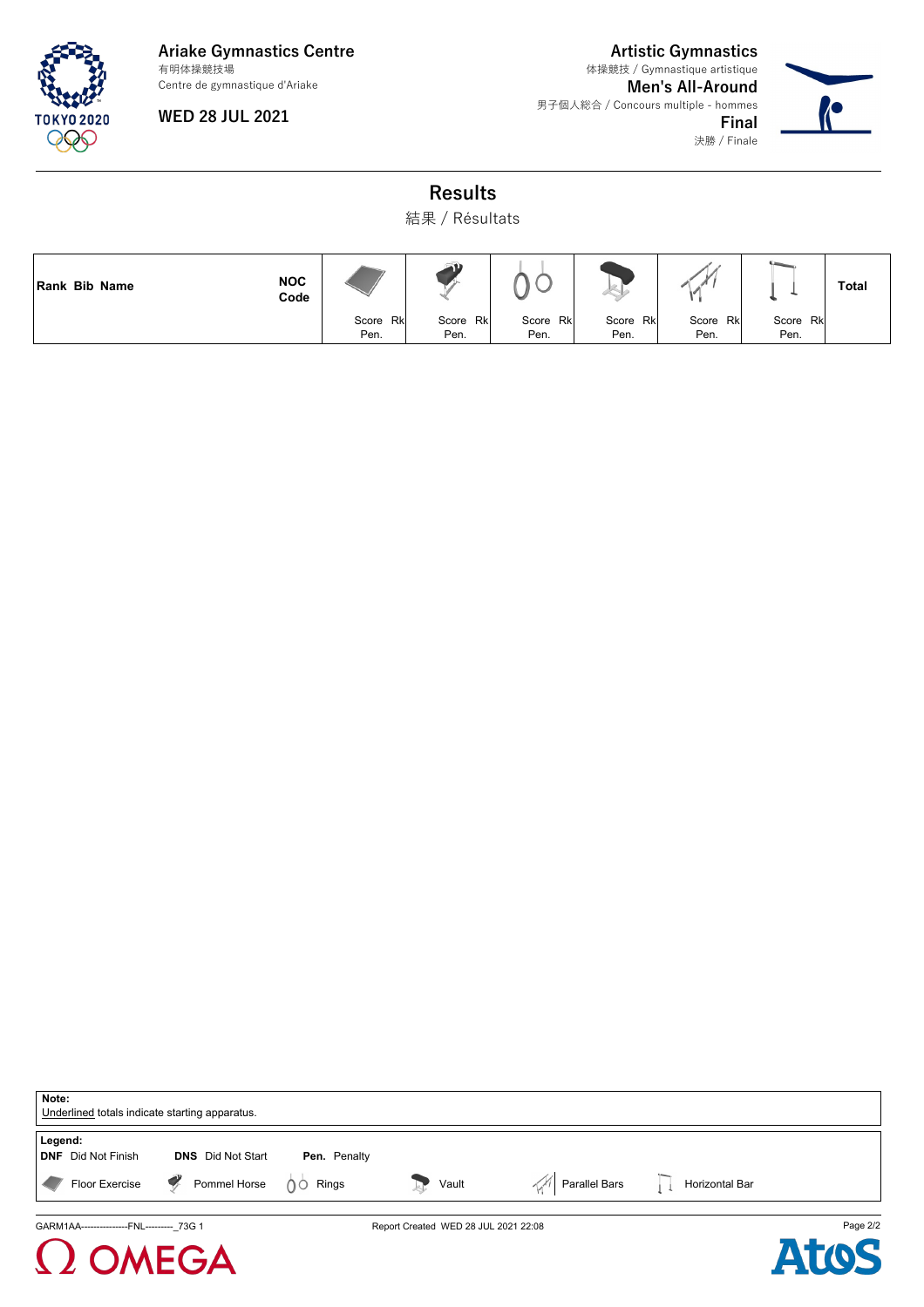Ariake Gymnastics Centre
有明体操競技場
Centre de gymnastique d'Ariake

WED 28 JUL 2021

Artistic Gymnastics
体操競技 / Gymnastique artistique
Men's All-Around
男子個人総合 / Concours multiple - hommes
Final
決勝 / Finale

# Results

結果 / Résultats

| Rank Bib Name | NOC Code | Floor Exercise Score Rk Pen. | Pommel Horse Score Rk Pen. | Rings Score Rk Pen. | Vault Score Rk Pen. | Parallel Bars Score Rk Pen. | Horizontal Bar Score Rk Pen. | Total |
|---|---|---|---|---|---|---|---|---|

**Note:**
Underlined totals indicate starting apparatus.

**Legend:**
**DNF** Did Not Finish  **DNS** Did Not Start  **Pen.** Penalty

Floor Exercise  Pommel Horse  Rings  Vault  Parallel Bars  Horizontal Bar

GARM1AA----------------FNL---------_73G 1  Report Created WED 28 JUL 2021 22:08